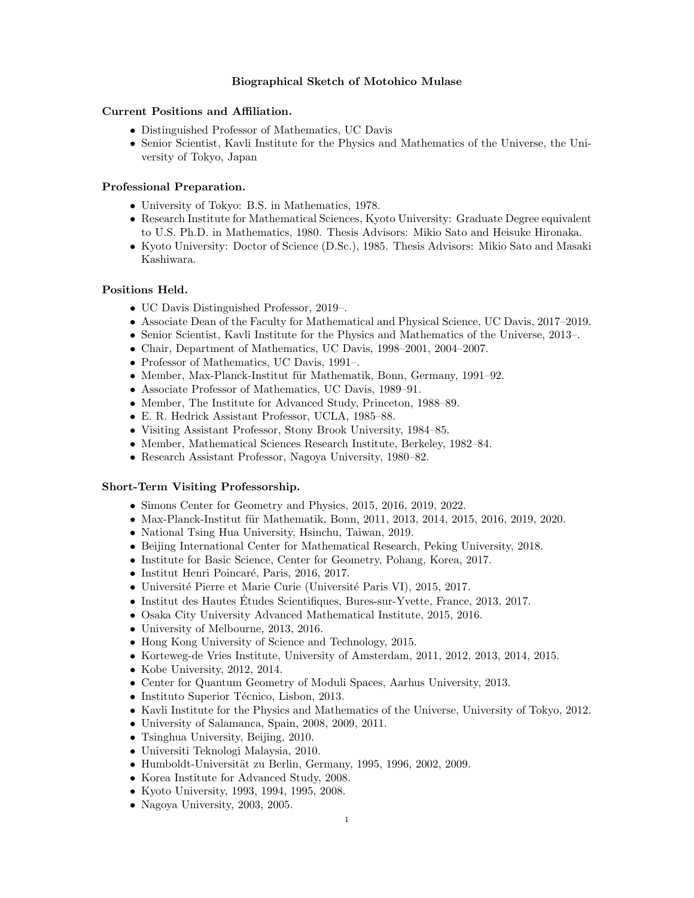# Biographical Sketch of Motohico Mulase

## Current Positions and Affiliation.

- Distinguished Professor of Mathematics, UC Davis
- Senior Scientist, Kavli Institute for the Physics and Mathematics of the Universe, the University of Tokyo, Japan

## Professional Preparation.

- University of Tokyo: B.S. in Mathematics, 1978.
- Research Institute for Mathematical Sciences, Kyoto University: Graduate Degree equivalent to U.S. Ph.D. in Mathematics, 1980. Thesis Advisors: Mikio Sato and Heisuke Hironaka.
- Kyoto University: Doctor of Science (D.Sc.), 1985. Thesis Advisors: Mikio Sato and Masaki Kashiwara.

## Positions Held.

- UC Davis Distinguished Professor, 2019–.
- Associate Dean of the Faculty for Mathematical and Physical Science, UC Davis, 2017–2019.
- Senior Scientist, Kavli Institute for the Physics and Mathematics of the Universe, 2013–.
- Chair, Department of Mathematics, UC Davis, 1998–2001, 2004–2007.
- Professor of Mathematics, UC Davis, 1991–.
- Member, Max-Planck-Institut für Mathematik, Bonn, Germany, 1991–92.
- Associate Professor of Mathematics, UC Davis, 1989–91.
- Member, The Institute for Advanced Study, Princeton, 1988–89.
- E. R. Hedrick Assistant Professor, UCLA, 1985–88.
- Visiting Assistant Professor, Stony Brook University, 1984–85.
- Member, Mathematical Sciences Research Institute, Berkeley, 1982–84.
- Research Assistant Professor, Nagoya University, 1980–82.

## Short-Term Visiting Professorship.

- Simons Center for Geometry and Physics, 2015, 2016, 2019, 2022.
- Max-Planck-Institut für Mathematik, Bonn, 2011, 2013, 2014, 2015, 2016, 2019, 2020.
- National Tsing Hua University, Hsinchu, Taiwan, 2019.
- Beijing International Center for Mathematical Research, Peking University, 2018.
- Institute for Basic Science, Center for Geometry, Pohang, Korea, 2017.
- Institut Henri Poincaré, Paris, 2016, 2017.
- Université Pierre et Marie Curie (Université Paris VI), 2015, 2017.
- Institut des Hautes Études Scientifiques, Bures-sur-Yvette, France, 2013, 2017.
- Osaka City University Advanced Mathematical Institute, 2015, 2016.
- University of Melbourne, 2013, 2016.
- Hong Kong University of Science and Technology, 2015.
- Korteweg-de Vries Institute, University of Amsterdam, 2011, 2012, 2013, 2014, 2015.
- Kobe University, 2012, 2014.
- Center for Quantum Geometry of Moduli Spaces, Aarhus University, 2013.
- Instituto Superior Técnico, Lisbon, 2013.
- Kavli Institute for the Physics and Mathematics of the Universe, University of Tokyo, 2012.
- University of Salamanca, Spain, 2008, 2009, 2011.
- Tsinghua University, Beijing, 2010.
- Universiti Teknologi Malaysia, 2010.
- Humboldt-Universität zu Berlin, Germany, 1995, 1996, 2002, 2009.
- Korea Institute for Advanced Study, 2008.
- Kyoto University, 1993, 1994, 1995, 2008.
- Nagoya University, 2003, 2005.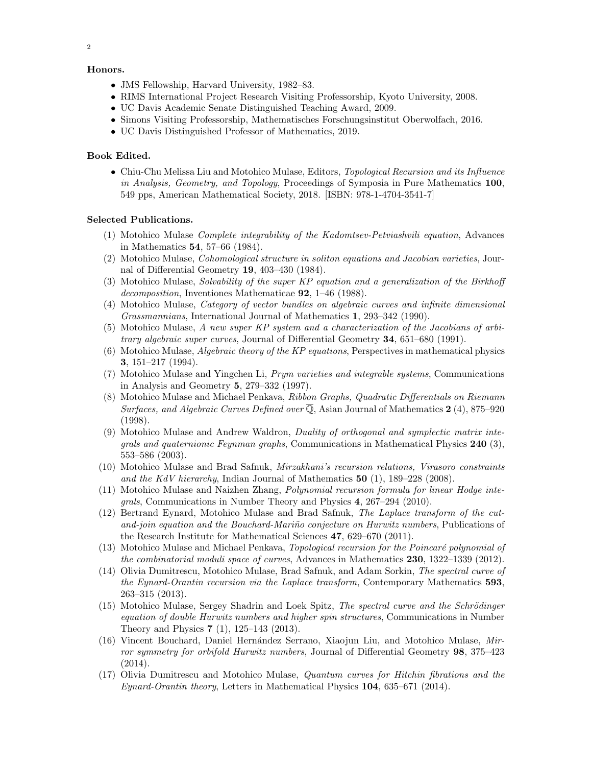**Honors.**

- JMS Fellowship, Harvard University, 1982–83.
- RIMS International Project Research Visiting Professorship, Kyoto University, 2008.
- UC Davis Academic Senate Distinguished Teaching Award, 2009.
- Simons Visiting Professorship, Mathematisches Forschungsinstitut Oberwolfach, 2016.
- UC Davis Distinguished Professor of Mathematics, 2019.

**Book Edited.**

- Chiu-Chu Melissa Liu and Motohico Mulase, Editors, *Topological Recursion and its Influence in Analysis, Geometry, and Topology*, Proceedings of Symposia in Pure Mathematics **100**, 549 pps, American Mathematical Society, 2018. [ISBN: 978-1-4704-3541-7]

**Selected Publications.**

(1) Motohico Mulase *Complete integrability of the Kadomtsev-Petviashvili equation*, Advances in Mathematics **54**, 57–66 (1984).

(2) Motohico Mulase, *Cohomological structure in soliton equations and Jacobian varieties*, Journal of Differential Geometry **19**, 403–430 (1984).

(3) Motohico Mulase, *Solvability of the super KP equation and a generalization of the Birkhoff decomposition*, Inventiones Mathematicae **92**, 1–46 (1988).

(4) Motohico Mulase, *Category of vector bundles on algebraic curves and infinite dimensional Grassmannians*, International Journal of Mathematics **1**, 293–342 (1990).

(5) Motohico Mulase, *A new super KP system and a characterization of the Jacobians of arbitrary algebraic super curves*, Journal of Differential Geometry **34**, 651–680 (1991).

(6) Motohico Mulase, *Algebraic theory of the KP equations*, Perspectives in mathematical physics **3**, 151–217 (1994).

(7) Motohico Mulase and Yingchen Li, *Prym varieties and integrable systems*, Communications in Analysis and Geometry **5**, 279–332 (1997).

(8) Motohico Mulase and Michael Penkava, *Ribbon Graphs, Quadratic Differentials on Riemann Surfaces, and Algebraic Curves Defined over $\overline{\mathbb{Q}}$*, Asian Journal of Mathematics **2** (4), 875–920 (1998).

(9) Motohico Mulase and Andrew Waldron, *Duality of orthogonal and symplectic matrix integrals and quaternionic Feynman graphs*, Communications in Mathematical Physics **240** (3), 553–586 (2003).

(10) Motohico Mulase and Brad Safnuk, *Mirzakhani's recursion relations, Virasoro constraints and the KdV hierarchy*, Indian Journal of Mathematics **50** (1), 189–228 (2008).

(11) Motohico Mulase and Naizhen Zhang, *Polynomial recursion formula for linear Hodge integrals*, Communications in Number Theory and Physics **4**, 267–294 (2010).

(12) Bertrand Eynard, Motohico Mulase and Brad Safnuk, *The Laplace transform of the cut-and-join equation and the Bouchard-Mariño conjecture on Hurwitz numbers*, Publications of the Research Institute for Mathematical Sciences **47**, 629–670 (2011).

(13) Motohico Mulase and Michael Penkava, *Topological recursion for the Poincaré polynomial of the combinatorial moduli space of curves*, Advances in Mathematics **230**, 1322–1339 (2012).

(14) Olivia Dumitrescu, Motohico Mulase, Brad Safnuk, and Adam Sorkin, *The spectral curve of the Eynard-Orantin recursion via the Laplace transform*, Contemporary Mathematics **593**, 263–315 (2013).

(15) Motohico Mulase, Sergey Shadrin and Loek Spitz, *The spectral curve and the Schrödinger equation of double Hurwitz numbers and higher spin structures*, Communications in Number Theory and Physics **7** (1), 125–143 (2013).

(16) Vincent Bouchard, Daniel Hernández Serrano, Xiaojun Liu, and Motohico Mulase, *Mirror symmetry for orbifold Hurwitz numbers*, Journal of Differential Geometry **98**, 375–423 (2014).

(17) Olivia Dumitrescu and Motohico Mulase, *Quantum curves for Hitchin fibrations and the Eynard-Orantin theory*, Letters in Mathematical Physics **104**, 635–671 (2014).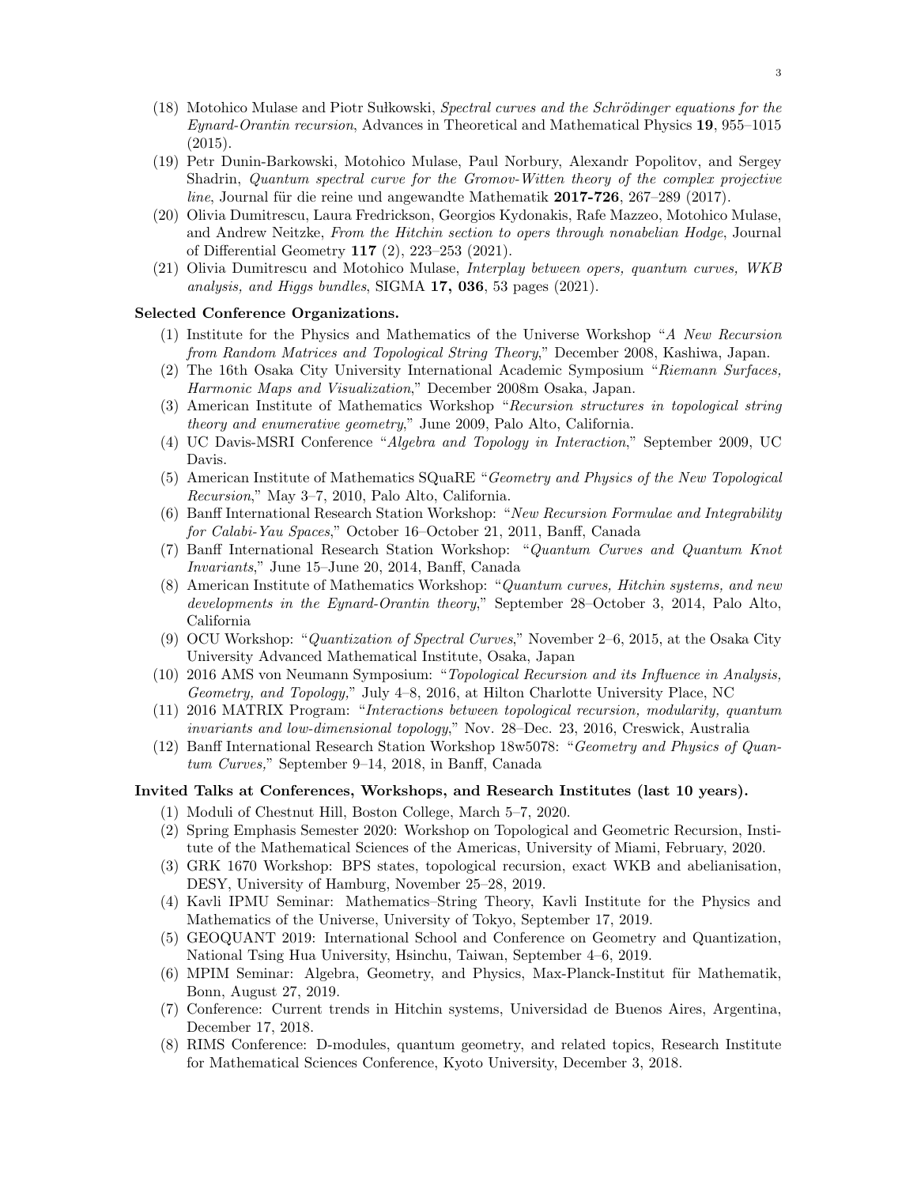(18) Motohico Mulase and Piotr Sułkowski, *Spectral curves and the Schrödinger equations for the Eynard-Orantin recursion*, Advances in Theoretical and Mathematical Physics **19**, 955–1015 (2015).

(19) Petr Dunin-Barkowski, Motohico Mulase, Paul Norbury, Alexandr Popolitov, and Sergey Shadrin, *Quantum spectral curve for the Gromov-Witten theory of the complex projective line*, Journal für die reine und angewandte Mathematik **2017-726**, 267–289 (2017).

(20) Olivia Dumitrescu, Laura Fredrickson, Georgios Kydonakis, Rafe Mazzeo, Motohico Mulase, and Andrew Neitzke, *From the Hitchin section to opers through nonabelian Hodge*, Journal of Differential Geometry **117** (2), 223–253 (2021).

(21) Olivia Dumitrescu and Motohico Mulase, *Interplay between opers, quantum curves, WKB analysis, and Higgs bundles*, SIGMA **17, 036**, 53 pages (2021).

**Selected Conference Organizations.**

(1) Institute for the Physics and Mathematics of the Universe Workshop "*A New Recursion from Random Matrices and Topological String Theory*," December 2008, Kashiwa, Japan.

(2) The 16th Osaka City University International Academic Symposium "*Riemann Surfaces, Harmonic Maps and Visualization*," December 2008m Osaka, Japan.

(3) American Institute of Mathematics Workshop "*Recursion structures in topological string theory and enumerative geometry*," June 2009, Palo Alto, California.

(4) UC Davis-MSRI Conference "*Algebra and Topology in Interaction*," September 2009, UC Davis.

(5) American Institute of Mathematics SQuaRE "*Geometry and Physics of the New Topological Recursion*," May 3–7, 2010, Palo Alto, California.

(6) Banff International Research Station Workshop: "*New Recursion Formulae and Integrability for Calabi-Yau Spaces*," October 16–October 21, 2011, Banff, Canada

(7) Banff International Research Station Workshop: "*Quantum Curves and Quantum Knot Invariants*," June 15–June 20, 2014, Banff, Canada

(8) American Institute of Mathematics Workshop: "*Quantum curves, Hitchin systems, and new developments in the Eynard-Orantin theory*," September 28–October 3, 2014, Palo Alto, California

(9) OCU Workshop: "*Quantization of Spectral Curves*," November 2–6, 2015, at the Osaka City University Advanced Mathematical Institute, Osaka, Japan

(10) 2016 AMS von Neumann Symposium: "*Topological Recursion and its Influence in Analysis, Geometry, and Topology,*" July 4–8, 2016, at Hilton Charlotte University Place, NC

(11) 2016 MATRIX Program: "*Interactions between topological recursion, modularity, quantum invariants and low-dimensional topology*," Nov. 28–Dec. 23, 2016, Creswick, Australia

(12) Banff International Research Station Workshop 18w5078: "*Geometry and Physics of Quantum Curves,*" September 9–14, 2018, in Banff, Canada

**Invited Talks at Conferences, Workshops, and Research Institutes (last 10 years).**

(1) Moduli of Chestnut Hill, Boston College, March 5–7, 2020.

(2) Spring Emphasis Semester 2020: Workshop on Topological and Geometric Recursion, Institute of the Mathematical Sciences of the Americas, University of Miami, February, 2020.

(3) GRK 1670 Workshop: BPS states, topological recursion, exact WKB and abelianisation, DESY, University of Hamburg, November 25–28, 2019.

(4) Kavli IPMU Seminar: Mathematics–String Theory, Kavli Institute for the Physics and Mathematics of the Universe, University of Tokyo, September 17, 2019.

(5) GEOQUANT 2019: International School and Conference on Geometry and Quantization, National Tsing Hua University, Hsinchu, Taiwan, September 4–6, 2019.

(6) MPIM Seminar: Algebra, Geometry, and Physics, Max-Planck-Institut für Mathematik, Bonn, August 27, 2019.

(7) Conference: Current trends in Hitchin systems, Universidad de Buenos Aires, Argentina, December 17, 2018.

(8) RIMS Conference: D-modules, quantum geometry, and related topics, Research Institute for Mathematical Sciences Conference, Kyoto University, December 3, 2018.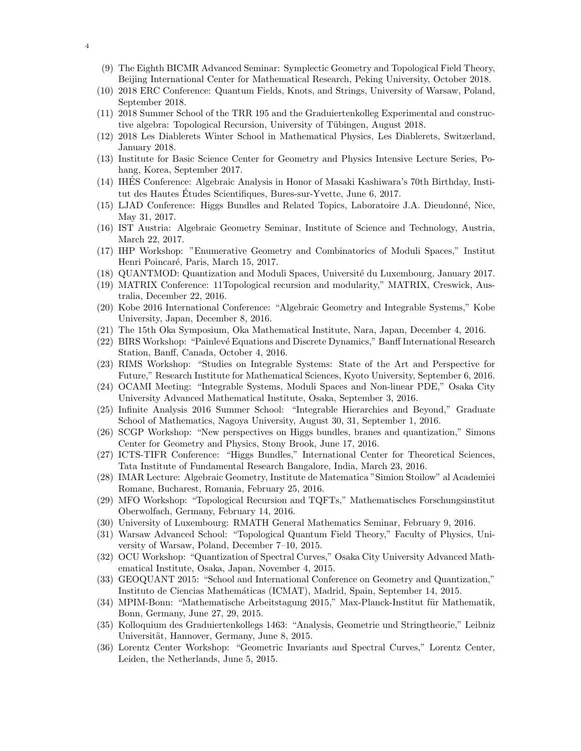(9) The Eighth BICMR Advanced Seminar: Symplectic Geometry and Topological Field Theory, Beijing International Center for Mathematical Research, Peking University, October 2018.
(10) 2018 ERC Conference: Quantum Fields, Knots, and Strings, University of Warsaw, Poland, September 2018.
(11) 2018 Summer School of the TRR 195 and the Graduiertenkolleg Experimental and constructive algebra: Topological Recursion, University of Tübingen, August 2018.
(12) 2018 Les Diablerets Winter School in Mathematical Physics, Les Diablerets, Switzerland, January 2018.
(13) Institute for Basic Science Center for Geometry and Physics Intensive Lecture Series, Pohang, Korea, September 2017.
(14) IHÉS Conference: Algebraic Analysis in Honor of Masaki Kashiwara's 70th Birthday, Institut des Hautes Études Scientifiques, Bures-sur-Yvette, June 6, 2017.
(15) LJAD Conference: Higgs Bundles and Related Topics, Laboratoire J.A. Dieudonné, Nice, May 31, 2017.
(16) IST Austria: Algebraic Geometry Seminar, Institute of Science and Technology, Austria, March 22, 2017.
(17) IHP Workshop: "Enumerative Geometry and Combinatorics of Moduli Spaces," Institut Henri Poincaré, Paris, March 15, 2017.
(18) QUANTMOD: Quantization and Moduli Spaces, Université du Luxembourg, January 2017.
(19) MATRIX Conference: 11Topological recursion and modularity," MATRIX, Creswick, Australia, December 22, 2016.
(20) Kobe 2016 International Conference: "Algebraic Geometry and Integrable Systems," Kobe University, Japan, December 8, 2016.
(21) The 15th Oka Symposium, Oka Mathematical Institute, Nara, Japan, December 4, 2016.
(22) BIRS Workshop: "Painlevé Equations and Discrete Dynamics," Banff International Research Station, Banff, Canada, October 4, 2016.
(23) RIMS Workshop: "Studies on Integrable Systems: State of the Art and Perspective for Future," Research Institute for Mathematical Sciences, Kyoto University, September 6, 2016.
(24) OCAMI Meeting: "Integrable Systems, Moduli Spaces and Non-linear PDE," Osaka City University Advanced Mathematical Institute, Osaka, September 3, 2016.
(25) Infinite Analysis 2016 Summer School: "Integrable Hierarchies and Beyond," Graduate School of Mathematics, Nagoya University, August 30, 31, September 1, 2016.
(26) SCGP Workshop: "New perspectives on Higgs bundles, branes and quantization," Simons Center for Geometry and Physics, Stony Brook, June 17, 2016.
(27) ICTS-TIFR Conference: "Higgs Bundles," International Center for Theoretical Sciences, Tata Institute of Fundamental Research Bangalore, India, March 23, 2016.
(28) IMAR Lecture: Algebraic Geometry, Institute de Matematica "Simion Stoilow" al Academiei Romane, Bucharest, Romania, February 25, 2016.
(29) MFO Workshop: "Topological Recursion and TQFTs," Mathematisches Forschungsinstitut Oberwolfach, Germany, February 14, 2016.
(30) University of Luxembourg: RMATH General Mathematics Seminar, February 9, 2016.
(31) Warsaw Advanced School: "Topological Quantum Field Theory," Faculty of Physics, University of Warsaw, Poland, December 7–10, 2015.
(32) OCU Workshop: "Quantization of Spectral Curves," Osaka City University Advanced Mathematical Institute, Osaka, Japan, November 4, 2015.
(33) GEOQUANT 2015: "School and International Conference on Geometry and Quantization," Instituto de Ciencias Mathemáticas (ICMAT), Madrid, Spain, September 14, 2015.
(34) MPIM-Bonn: "Mathematische Arbeitstagung 2015," Max-Planck-Institut für Mathematik, Bonn, Germany, June 27, 29, 2015.
(35) Kolloquium des Graduiertenkollegs 1463: "Analysis, Geometrie und Stringtheorie," Leibniz Universität, Hannover, Germany, June 8, 2015.
(36) Lorentz Center Workshop: "Geometric Invariants and Spectral Curves," Lorentz Center, Leiden, the Netherlands, June 5, 2015.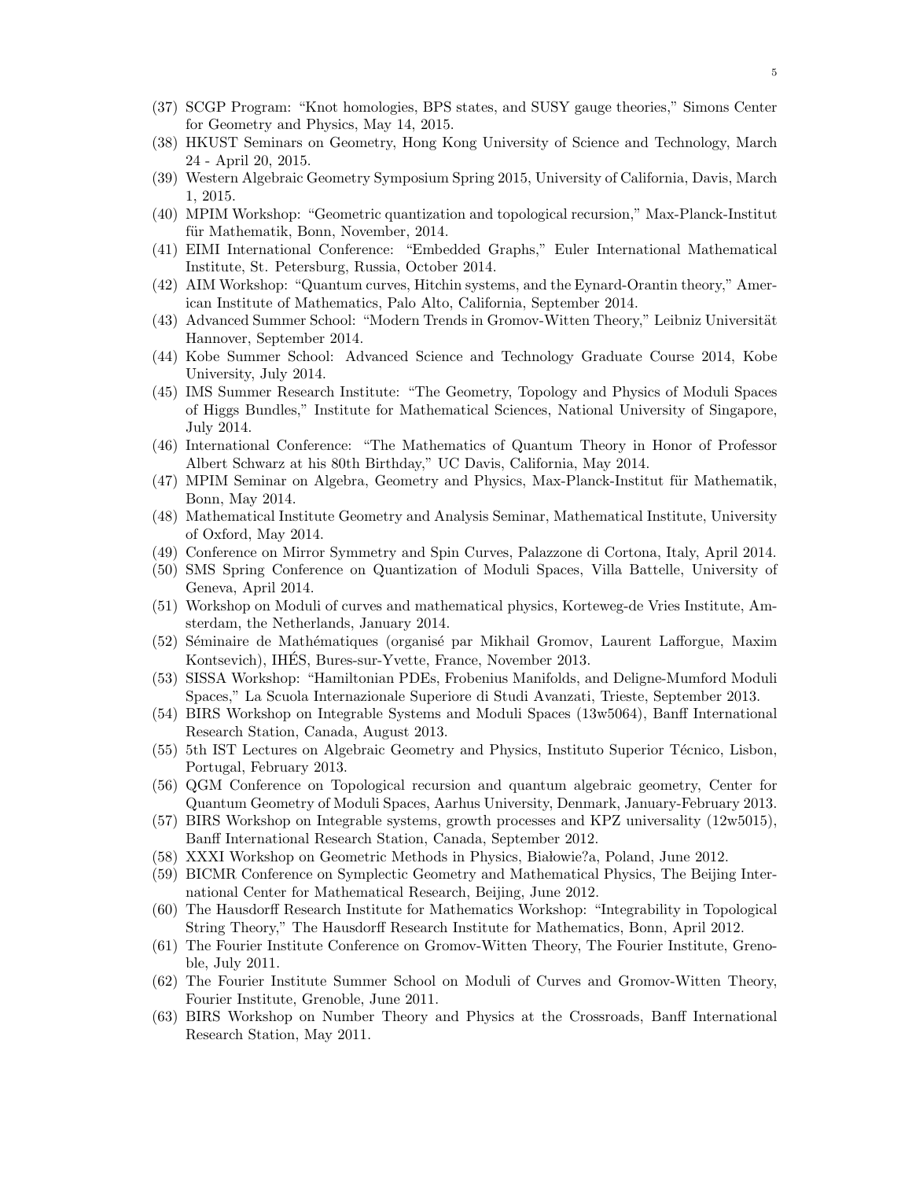(37) SCGP Program: "Knot homologies, BPS states, and SUSY gauge theories," Simons Center for Geometry and Physics, May 14, 2015.
(38) HKUST Seminars on Geometry, Hong Kong University of Science and Technology, March 24 - April 20, 2015.
(39) Western Algebraic Geometry Symposium Spring 2015, University of California, Davis, March 1, 2015.
(40) MPIM Workshop: "Geometric quantization and topological recursion," Max-Planck-Institut für Mathematik, Bonn, November, 2014.
(41) EIMI International Conference: "Embedded Graphs," Euler International Mathematical Institute, St. Petersburg, Russia, October 2014.
(42) AIM Workshop: "Quantum curves, Hitchin systems, and the Eynard-Orantin theory," American Institute of Mathematics, Palo Alto, California, September 2014.
(43) Advanced Summer School: "Modern Trends in Gromov-Witten Theory," Leibniz Universität Hannover, September 2014.
(44) Kobe Summer School: Advanced Science and Technology Graduate Course 2014, Kobe University, July 2014.
(45) IMS Summer Research Institute: "The Geometry, Topology and Physics of Moduli Spaces of Higgs Bundles," Institute for Mathematical Sciences, National University of Singapore, July 2014.
(46) International Conference: "The Mathematics of Quantum Theory in Honor of Professor Albert Schwarz at his 80th Birthday," UC Davis, California, May 2014.
(47) MPIM Seminar on Algebra, Geometry and Physics, Max-Planck-Institut für Mathematik, Bonn, May 2014.
(48) Mathematical Institute Geometry and Analysis Seminar, Mathematical Institute, University of Oxford, May 2014.
(49) Conference on Mirror Symmetry and Spin Curves, Palazzone di Cortona, Italy, April 2014.
(50) SMS Spring Conference on Quantization of Moduli Spaces, Villa Battelle, University of Geneva, April 2014.
(51) Workshop on Moduli of curves and mathematical physics, Korteweg-de Vries Institute, Amsterdam, the Netherlands, January 2014.
(52) Séminaire de Mathématiques (organisé par Mikhail Gromov, Laurent Lafforgue, Maxim Kontsevich), IHÉS, Bures-sur-Yvette, France, November 2013.
(53) SISSA Workshop: "Hamiltonian PDEs, Frobenius Manifolds, and Deligne-Mumford Moduli Spaces," La Scuola Internazionale Superiore di Studi Avanzati, Trieste, September 2013.
(54) BIRS Workshop on Integrable Systems and Moduli Spaces (13w5064), Banff International Research Station, Canada, August 2013.
(55) 5th IST Lectures on Algebraic Geometry and Physics, Instituto Superior Técnico, Lisbon, Portugal, February 2013.
(56) QGM Conference on Topological recursion and quantum algebraic geometry, Center for Quantum Geometry of Moduli Spaces, Aarhus University, Denmark, January-February 2013.
(57) BIRS Workshop on Integrable systems, growth processes and KPZ universality (12w5015), Banff International Research Station, Canada, September 2012.
(58) XXXI Workshop on Geometric Methods in Physics, Białowie?a, Poland, June 2012.
(59) BICMR Conference on Symplectic Geometry and Mathematical Physics, The Beijing International Center for Mathematical Research, Beijing, June 2012.
(60) The Hausdorff Research Institute for Mathematics Workshop: "Integrability in Topological String Theory," The Hausdorff Research Institute for Mathematics, Bonn, April 2012.
(61) The Fourier Institute Conference on Gromov-Witten Theory, The Fourier Institute, Grenoble, July 2011.
(62) The Fourier Institute Summer School on Moduli of Curves and Gromov-Witten Theory, Fourier Institute, Grenoble, June 2011.
(63) BIRS Workshop on Number Theory and Physics at the Crossroads, Banff International Research Station, May 2011.